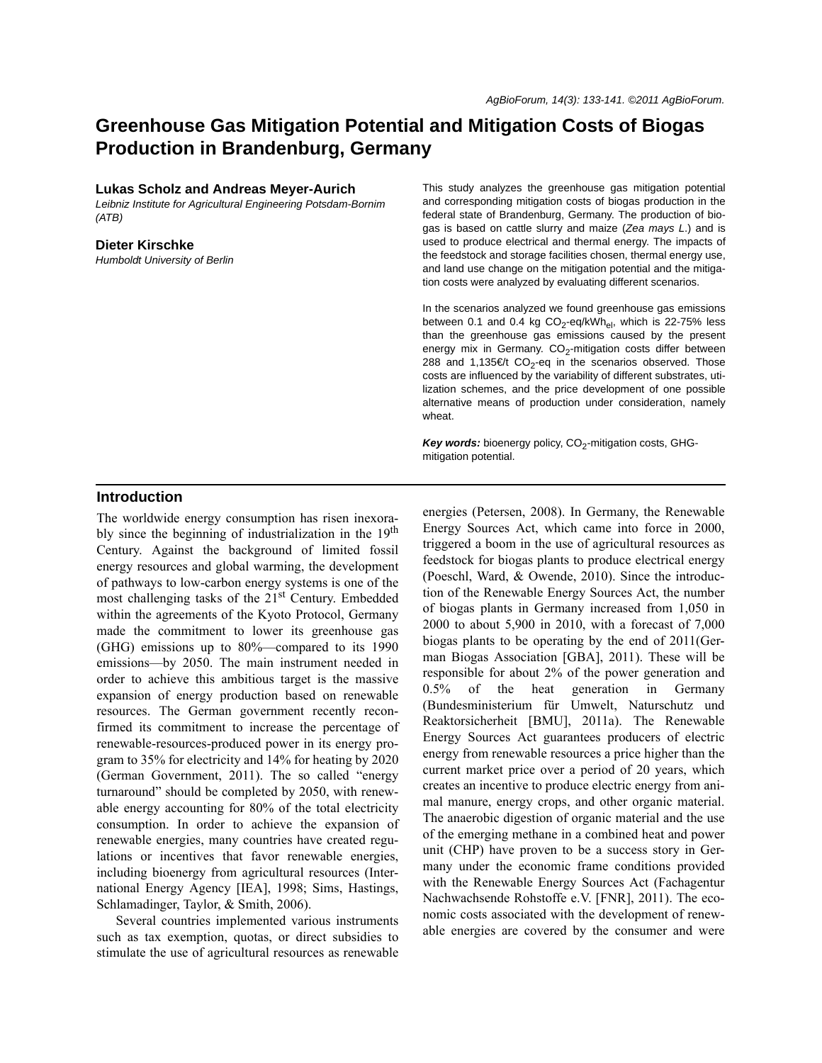# Greenhouse Gas Mitigation Potential and Mitigation Costs of Biogas Production in Brandenburg, Germany

**Lukas Scholz and Andreas Meyer-Aurich**
*Leibniz Institute for Agricultural Engineering Potsdam-Bornim (ATB)*

**Dieter Kirschke**
*Humboldt University of Berlin*

This study analyzes the greenhouse gas mitigation potential and corresponding mitigation costs of biogas production in the federal state of Brandenburg, Germany. The production of biogas is based on cattle slurry and maize (*Zea mays L.*) and is used to produce electrical and thermal energy. The impacts of the feedstock and storage facilities chosen, thermal energy use, and land use change on the mitigation potential and the mitigation costs were analyzed by evaluating different scenarios.

In the scenarios analyzed we found greenhouse gas emissions between 0.1 and 0.4 kg $CO_2$-eq/$kWh_{el}$, which is 22-75% less than the greenhouse gas emissions caused by the present energy mix in Germany. $CO_2$-mitigation costs differ between 288 and 1,135€/t $CO_2$-eq in the scenarios observed. Those costs are influenced by the variability of different substrates, utilization schemes, and the price development of one possible alternative means of production under consideration, namely wheat.

***Key words:*** bioenergy policy, $CO_2$-mitigation costs, GHG-mitigation potential.

## Introduction

The worldwide energy consumption has risen inexorably since the beginning of industrialization in the 19th Century. Against the background of limited fossil energy resources and global warming, the development of pathways to low-carbon energy systems is one of the most challenging tasks of the 21st Century. Embedded within the agreements of the Kyoto Protocol, Germany made the commitment to lower its greenhouse gas (GHG) emissions up to 80%—compared to its 1990 emissions—by 2050. The main instrument needed in order to achieve this ambitious target is the massive expansion of energy production based on renewable resources. The German government recently reconfirmed its commitment to increase the percentage of renewable-resources-produced power in its energy program to 35% for electricity and 14% for heating by 2020 (German Government, 2011). The so called "energy turnaround" should be completed by 2050, with renewable energy accounting for 80% of the total electricity consumption. In order to achieve the expansion of renewable energies, many countries have created regulations or incentives that favor renewable energies, including bioenergy from agricultural resources (International Energy Agency [IEA], 1998; Sims, Hastings, Schlamadinger, Taylor, & Smith, 2006).

Several countries implemented various instruments such as tax exemption, quotas, or direct subsidies to stimulate the use of agricultural resources as renewable energies (Petersen, 2008). In Germany, the Renewable Energy Sources Act, which came into force in 2000, triggered a boom in the use of agricultural resources as feedstock for biogas plants to produce electrical energy (Poeschl, Ward, & Owende, 2010). Since the introduction of the Renewable Energy Sources Act, the number of biogas plants in Germany increased from 1,050 in 2000 to about 5,900 in 2010, with a forecast of 7,000 biogas plants to be operating by the end of 2011(German Biogas Association [GBA], 2011). These will be responsible for about 2% of the power generation and 0.5% of the heat generation in Germany (Bundesministerium für Umwelt, Naturschutz und Reaktorsicherheit [BMU], 2011a). The Renewable Energy Sources Act guarantees producers of electric energy from renewable resources a price higher than the current market price over a period of 20 years, which creates an incentive to produce electric energy from animal manure, energy crops, and other organic material. The anaerobic digestion of organic material and the use of the emerging methane in a combined heat and power unit (CHP) have proven to be a success story in Germany under the economic frame conditions provided with the Renewable Energy Sources Act (Fachagentur Nachwachsende Rohstoffe e.V. [FNR], 2011). The economic costs associated with the development of renewable energies are covered by the consumer and were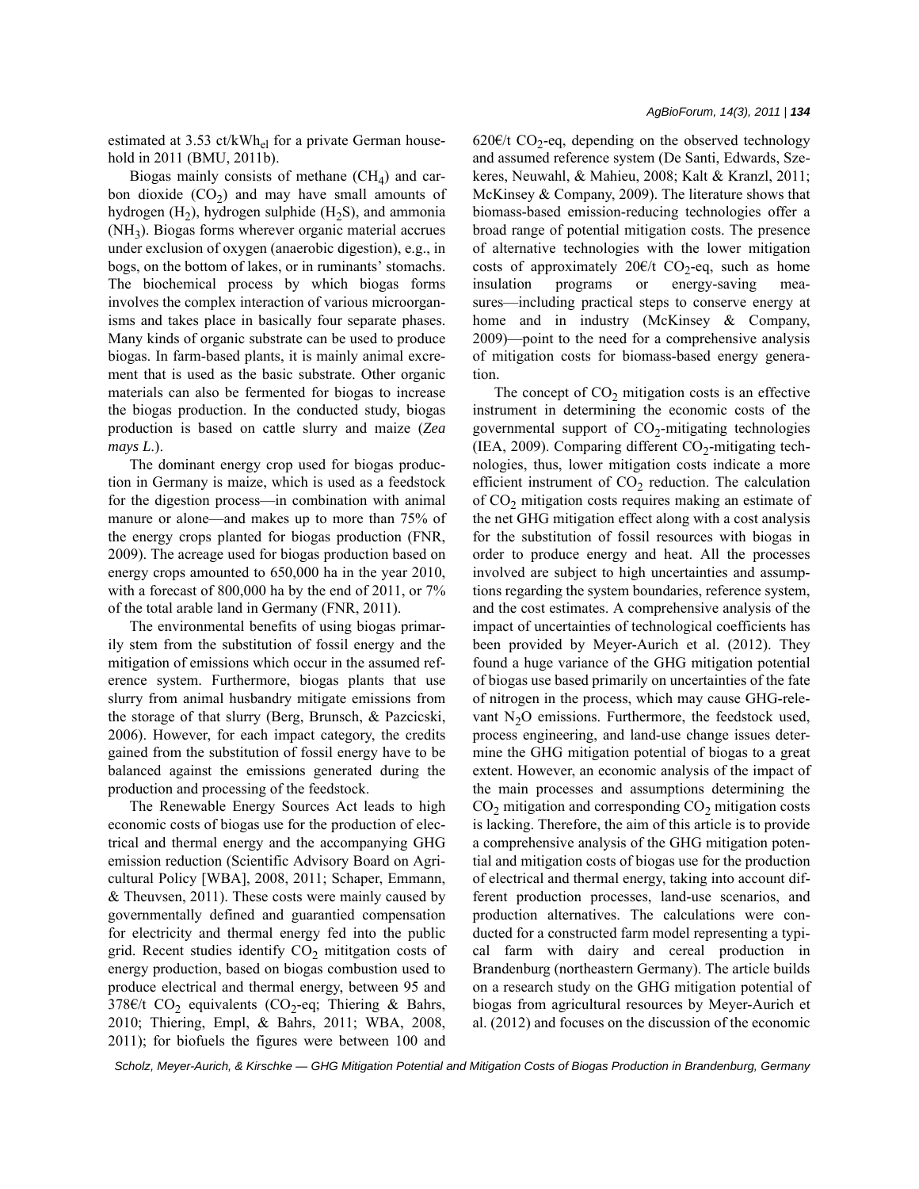estimated at 3.53 ct/kWh$_{el}$ for a private German household in 2011 (BMU, 2011b).

Biogas mainly consists of methane ($CH_4$) and carbon dioxide ($CO_2$) and may have small amounts of hydrogen ($H_2$), hydrogen sulphide ($H_2S$), and ammonia ($NH_3$). Biogas forms wherever organic material accrues under exclusion of oxygen (anaerobic digestion), e.g., in bogs, on the bottom of lakes, or in ruminants' stomachs. The biochemical process by which biogas forms involves the complex interaction of various microorganisms and takes place in basically four separate phases. Many kinds of organic substrate can be used to produce biogas. In farm-based plants, it is mainly animal excrement that is used as the basic substrate. Other organic materials can also be fermented for biogas to increase the biogas production. In the conducted study, biogas production is based on cattle slurry and maize (*Zea mays L.*).

The dominant energy crop used for biogas production in Germany is maize, which is used as a feedstock for the digestion process—in combination with animal manure or alone—and makes up to more than 75% of the energy crops planted for biogas production (FNR, 2009). The acreage used for biogas production based on energy crops amounted to 650,000 ha in the year 2010, with a forecast of 800,000 ha by the end of 2011, or 7% of the total arable land in Germany (FNR, 2011).

The environmental benefits of using biogas primarily stem from the substitution of fossil energy and the mitigation of emissions which occur in the assumed reference system. Furthermore, biogas plants that use slurry from animal husbandry mitigate emissions from the storage of that slurry (Berg, Brunsch, & Pazcicski, 2006). However, for each impact category, the credits gained from the substitution of fossil energy have to be balanced against the emissions generated during the production and processing of the feedstock.

The Renewable Energy Sources Act leads to high economic costs of biogas use for the production of electrical and thermal energy and the accompanying GHG emission reduction (Scientific Advisory Board on Agricultural Policy [WBA], 2008, 2011; Schaper, Emmann, & Theuvsen, 2011). These costs were mainly caused by governmentally defined and guarantied compensation for electricity and thermal energy fed into the public grid. Recent studies identify $CO_2$ mititgation costs of energy production, based on biogas combustion used to produce electrical and thermal energy, between 95 and 378€/t $CO_2$ equivalents ($CO_2$-eq; Thiering & Bahrs, 2010; Thiering, Empl, & Bahrs, 2011; WBA, 2008, 2011); for biofuels the figures were between 100 and 620€/t $CO_2$-eq, depending on the observed technology and assumed reference system (De Santi, Edwards, Szekeres, Neuwahl, & Mahieu, 2008; Kalt & Kranzl, 2011; McKinsey & Company, 2009). The literature shows that biomass-based emission-reducing technologies offer a broad range of potential mitigation costs. The presence of alternative technologies with the lower mitigation costs of approximately 20€/t $CO_2$-eq, such as home insulation programs or energy-saving measures—including practical steps to conserve energy at home and in industry (McKinsey & Company, 2009)—point to the need for a comprehensive analysis of mitigation costs for biomass-based energy generation.

The concept of $CO_2$ mitigation costs is an effective instrument in determining the economic costs of the governmental support of $CO_2$-mitigating technologies (IEA, 2009). Comparing different $CO_2$-mitigating technologies, thus, lower mitigation costs indicate a more efficient instrument of $CO_2$ reduction. The calculation of $CO_2$ mitigation costs requires making an estimate of the net GHG mitigation effect along with a cost analysis for the substitution of fossil resources with biogas in order to produce energy and heat. All the processes involved are subject to high uncertainties and assumptions regarding the system boundaries, reference system, and the cost estimates. A comprehensive analysis of the impact of uncertainties of technological coefficients has been provided by Meyer-Aurich et al. (2012). They found a huge variance of the GHG mitigation potential of biogas use based primarily on uncertainties of the fate of nitrogen in the process, which may cause GHG-relevant $N_2O$ emissions. Furthermore, the feedstock used, process engineering, and land-use change issues determine the GHG mitigation potential of biogas to a great extent. However, an economic analysis of the impact of the main processes and assumptions determining the $CO_2$ mitigation and corresponding $CO_2$ mitigation costs is lacking. Therefore, the aim of this article is to provide a comprehensive analysis of the GHG mitigation potential and mitigation costs of biogas use for the production of electrical and thermal energy, taking into account different production processes, land-use scenarios, and production alternatives. The calculations were conducted for a constructed farm model representing a typical farm with dairy and cereal production in Brandenburg (northeastern Germany). The article builds on a research study on the GHG mitigation potential of biogas from agricultural resources by Meyer-Aurich et al. (2012) and focuses on the discussion of the economic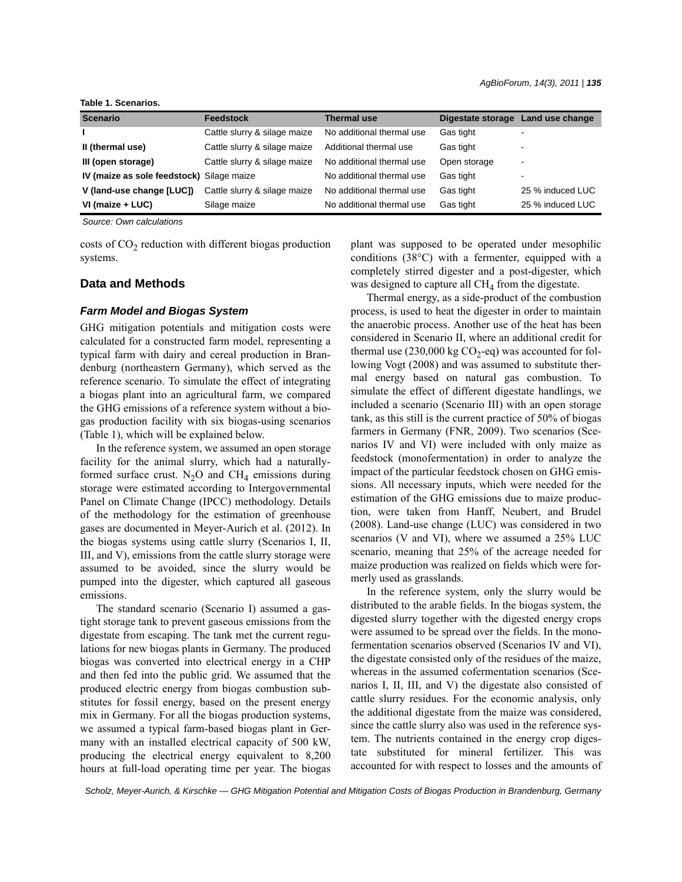**Table 1. Scenarios.**

| Scenario | Feedstock | Thermal use | Digestate storage | Land use change |
| --- | --- | --- | --- | --- |
| **I** | Cattle slurry & silage maize | No additional thermal use | Gas tight | - |
| **II (thermal use)** | Cattle slurry & silage maize | Additional thermal use | Gas tight | - |
| **III (open storage)** | Cattle slurry & silage maize | No additional thermal use | Open storage | - |
| **IV (maize as sole feedstock)** | Silage maize | No additional thermal use | Gas tight | - |
| **V (land-use change [LUC])** | Cattle slurry & silage maize | No additional thermal use | Gas tight | 25 % induced LUC |
| **VI (maize + LUC)** | Silage maize | No additional thermal use | Gas tight | 25 % induced LUC |

*Source: Own calculations*

costs of $CO_2$ reduction with different biogas production systems.

## Data and Methods

### *Farm Model and Biogas System*

GHG mitigation potentials and mitigation costs were calculated for a constructed farm model, representing a typical farm with dairy and cereal production in Brandenburg (northeastern Germany), which served as the reference scenario. To simulate the effect of integrating a biogas plant into an agricultural farm, we compared the GHG emissions of a reference system without a biogas production facility with six biogas-using scenarios (Table 1), which will be explained below.

In the reference system, we assumed an open storage facility for the animal slurry, which had a naturally-formed surface crust. $N_2O$ and $CH_4$ emissions during storage were estimated according to Intergovernmental Panel on Climate Change (IPCC) methodology. Details of the methodology for the estimation of greenhouse gases are documented in Meyer-Aurich et al. (2012). In the biogas systems using cattle slurry (Scenarios I, II, III, and V), emissions from the cattle slurry storage were assumed to be avoided, since the slurry would be pumped into the digester, which captured all gaseous emissions.

The standard scenario (Scenario I) assumed a gas-tight storage tank to prevent gaseous emissions from the digestate from escaping. The tank met the current regulations for new biogas plants in Germany. The produced biogas was converted into electrical energy in a CHP and then fed into the public grid. We assumed that the produced electric energy from biogas combustion substitutes for fossil energy, based on the present energy mix in Germany. For all the biogas production systems, we assumed a typical farm-based biogas plant in Germany with an installed electrical capacity of 500 kW, producing the electrical energy equivalent to 8,200 hours at full-load operating time per year. The biogas plant was supposed to be operated under mesophilic conditions (38°C) with a fermenter, equipped with a completely stirred digester and a post-digester, which was designed to capture all $CH_4$ from the digestate.

Thermal energy, as a side-product of the combustion process, is used to heat the digester in order to maintain the anaerobic process. Another use of the heat has been considered in Scenario II, where an additional credit for thermal use (230,000 kg $CO_2$-eq) was accounted for following Vogt (2008) and was assumed to substitute thermal energy based on natural gas combustion. To simulate the effect of different digestate handlings, we included a scenario (Scenario III) with an open storage tank, as this still is the current practice of 50% of biogas farmers in Germany (FNR, 2009). Two scenarios (Scenarios IV and VI) were included with only maize as feedstock (monofermentation) in order to analyze the impact of the particular feedstock chosen on GHG emissions. All necessary inputs, which were needed for the estimation of the GHG emissions due to maize production, were taken from Hanff, Neubert, and Brudel (2008). Land-use change (LUC) was considered in two scenarios (V and VI), where we assumed a 25% LUC scenario, meaning that 25% of the acreage needed for maize production was realized on fields which were formerly used as grasslands.

In the reference system, only the slurry would be distributed to the arable fields. In the biogas system, the digested slurry together with the digested energy crops were assumed to be spread over the fields. In the monofermentation scenarios observed (Scenarios IV and VI), the digestate consisted only of the residues of the maize, whereas in the assumed cofermentation scenarios (Scenarios I, II, III, and V) the digestate also consisted of cattle slurry residues. For the economic analysis, only the additional digestate from the maize was considered, since the cattle slurry also was used in the reference system. The nutrients contained in the energy crop digestate substituted for mineral fertilizer. This was accounted for with respect to losses and the amounts of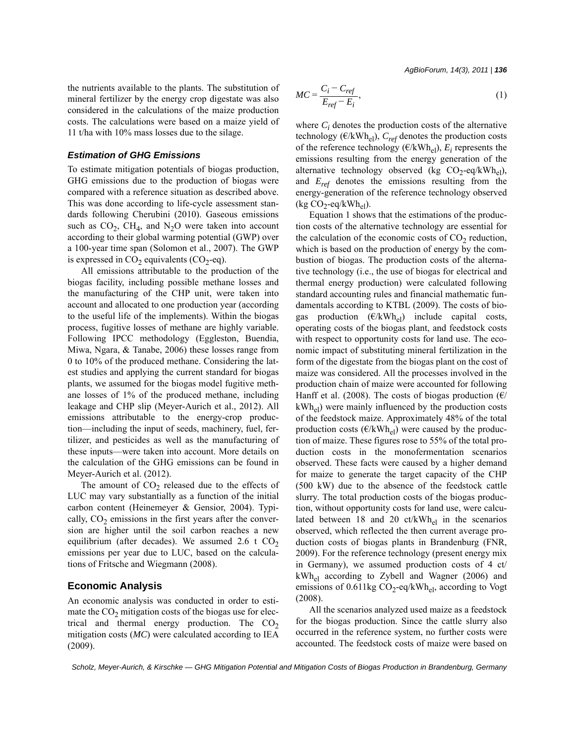the nutrients available to the plants. The substitution of mineral fertilizer by the energy crop digestate was also considered in the calculations of the maize production costs. The calculations were based on a maize yield of 11 t/ha with 10% mass losses due to the silage.

### *Estimation of GHG Emissions*

To estimate mitigation potentials of biogas production, GHG emissions due to the production of biogas were compared with a reference situation as described above. This was done according to life-cycle assessment standards following Cherubini (2010). Gaseous emissions such as $CO_2$, $CH_4$, and $N_2O$ were taken into account according to their global warming potential (GWP) over a 100-year time span (Solomon et al., 2007). The GWP is expressed in $CO_2$ equivalents ($CO_2$-eq).

All emissions attributable to the production of the biogas facility, including possible methane losses and the manufacturing of the CHP unit, were taken into account and allocated to one production year (according to the useful life of the implements). Within the biogas process, fugitive losses of methane are highly variable. Following IPCC methodology (Eggleston, Buendia, Miwa, Ngara, & Tanabe, 2006) these losses range from 0 to 10% of the produced methane. Considering the latest studies and applying the current standard for biogas plants, we assumed for the biogas model fugitive methane losses of 1% of the produced methane, including leakage and CHP slip (Meyer-Aurich et al., 2012). All emissions attributable to the energy-crop production—including the input of seeds, machinery, fuel, fertilizer, and pesticides as well as the manufacturing of these inputs—were taken into account. More details on the calculation of the GHG emissions can be found in Meyer-Aurich et al. (2012).

The amount of $CO_2$ released due to the effects of LUC may vary substantially as a function of the initial carbon content (Heinemeyer & Gensior, 2004). Typically, $CO_2$ emissions in the first years after the conversion are higher until the soil carbon reaches a new equilibrium (after decades). We assumed 2.6 t $CO_2$ emissions per year due to LUC, based on the calculations of Fritsche and Wiegmann (2008).

## Economic Analysis

An economic analysis was conducted in order to estimate the $CO_2$ mitigation costs of the biogas use for electrical and thermal energy production. The $CO_2$ mitigation costs (*MC*) were calculated according to IEA (2009).

$$MC = \frac{C_i - C_{ref}}{E_{ref} - E_i}, \tag{1}$$

where $C_i$ denotes the production costs of the alternative technology (€/kWh$_{el}$), $C_{ref}$ denotes the production costs of the reference technology (€/kWh$_{el}$), $E_i$ represents the emissions resulting from the energy generation of the alternative technology observed (kg $CO_2$-eq/kWh$_{el}$), and $E_{ref}$ denotes the emissions resulting from the energy-generation of the reference technology observed (kg $CO_2$-eq/kWh$_{el}$).

Equation 1 shows that the estimations of the production costs of the alternative technology are essential for the calculation of the economic costs of $CO_2$ reduction, which is based on the production of energy by the combustion of biogas. The production costs of the alternative technology (i.e., the use of biogas for electrical and thermal energy production) were calculated following standard accounting rules and financial mathematic fundamentals according to KTBL (2009). The costs of biogas production (€/kWh$_{el}$) include capital costs, operating costs of the biogas plant, and feedstock costs with respect to opportunity costs for land use. The economic impact of substituting mineral fertilization in the form of the digestate from the biogas plant on the cost of maize was considered. All the processes involved in the production chain of maize were accounted for following Hanff et al. (2008). The costs of biogas production (€/kWh$_{el}$) were mainly influenced by the production costs of the feedstock maize. Approximately 48% of the total production costs (€/kWh$_{el}$) were caused by the production of maize. These figures rose to 55% of the total production costs in the monofermentation scenarios observed. These facts were caused by a higher demand for maize to generate the target capacity of the CHP (500 kW) due to the absence of the feedstock cattle slurry. The total production costs of the biogas production, without opportunity costs for land use, were calculated between 18 and 20 ct/kWh$_{el}$ in the scenarios observed, which reflected the then current average production costs of biogas plants in Brandenburg (FNR, 2009). For the reference technology (present energy mix in Germany), we assumed production costs of 4 ct/kWh$_{el}$ according to Zybell and Wagner (2006) and emissions of 0.611kg $CO_2$-eq/kWh$_{el}$, according to Vogt (2008).

All the scenarios analyzed used maize as a feedstock for the biogas production. Since the cattle slurry also occurred in the reference system, no further costs were accounted. The feedstock costs of maize were based on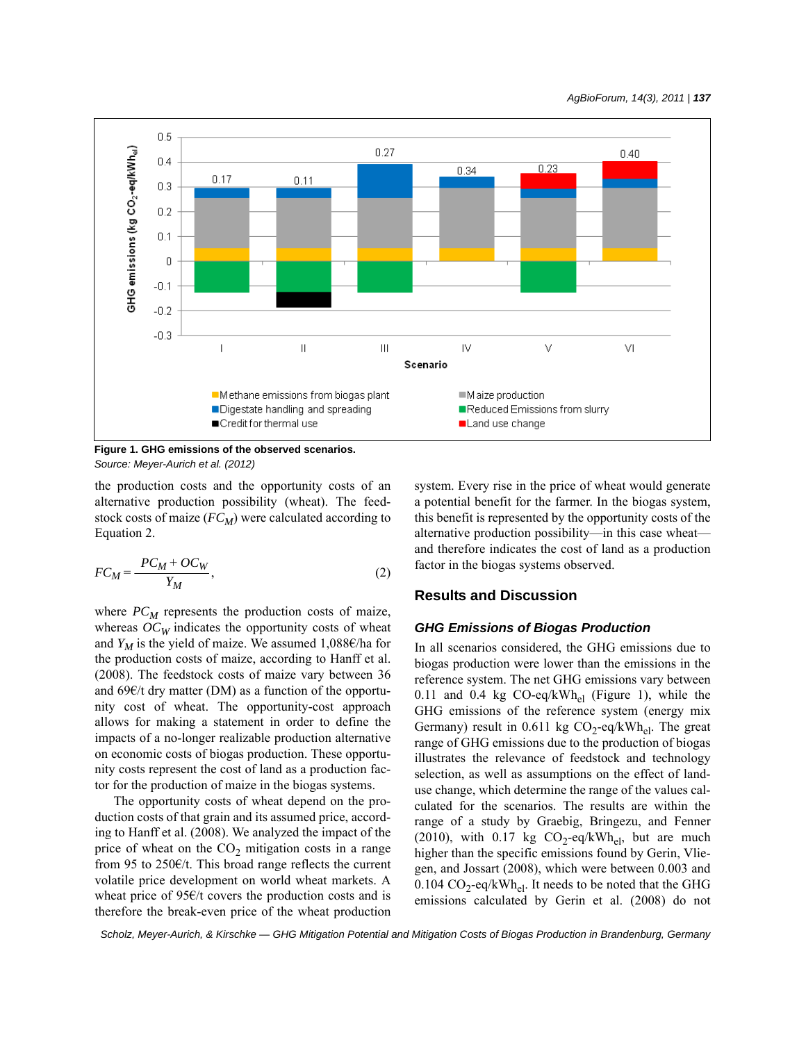Figure 1. GHG emissions of the observed scenarios.

*Source: Meyer-Aurich et al. (2012)*

the production costs and the opportunity costs of an alternative production possibility (wheat). The feedstock costs of maize ($FC_M$) were calculated according to Equation 2.

$$FC_M = \frac{PC_M + OC_W}{Y_M}, \quad (2)$$

where $PC_M$ represents the production costs of maize, whereas $OC_W$ indicates the opportunity costs of wheat and $Y_M$ is the yield of maize. We assumed 1,088€/ha for the production costs of maize, according to Hanff et al. (2008). The feedstock costs of maize vary between 36 and 69€/t dry matter (DM) as a function of the opportunity cost of wheat. The opportunity-cost approach allows for making a statement in order to define the impacts of a no-longer realizable production alternative on economic costs of biogas production. These opportunity costs represent the cost of land as a production factor for the production of maize in the biogas systems.

The opportunity costs of wheat depend on the production costs of that grain and its assumed price, according to Hanff et al. (2008). We analyzed the impact of the price of wheat on the $CO_2$ mitigation costs in a range from 95 to 250€/t. This broad range reflects the current volatile price development on world wheat markets. A wheat price of 95€/t covers the production costs and is therefore the break-even price of the wheat production system. Every rise in the price of wheat would generate a potential benefit for the farmer. In the biogas system, this benefit is represented by the opportunity costs of the alternative production possibility—in this case wheat—and therefore indicates the cost of land as a production factor in the biogas systems observed.

## Results and Discussion

### *GHG Emissions of Biogas Production*

In all scenarios considered, the GHG emissions due to biogas production were lower than the emissions in the reference system. The net GHG emissions vary between 0.11 and 0.4 kg CO-eq/kWh$_{el}$ (Figure 1), while the GHG emissions of the reference system (energy mix Germany) result in 0.611 kg $CO_2$-eq/kWh$_{el}$. The great range of GHG emissions due to the production of biogas illustrates the relevance of feedstock and technology selection, as well as assumptions on the effect of land-use change, which determine the range of the values calculated for the scenarios. The results are within the range of a study by Graebig, Bringezu, and Fenner (2010), with 0.17 kg $CO_2$-eq/kWh$_{el}$, but are much higher than the specific emissions found by Gerin, Vliegen, and Jossart (2008), which were between 0.003 and 0.104 $CO_2$-eq/kWh$_{el}$. It needs to be noted that the GHG emissions calculated by Gerin et al. (2008) do not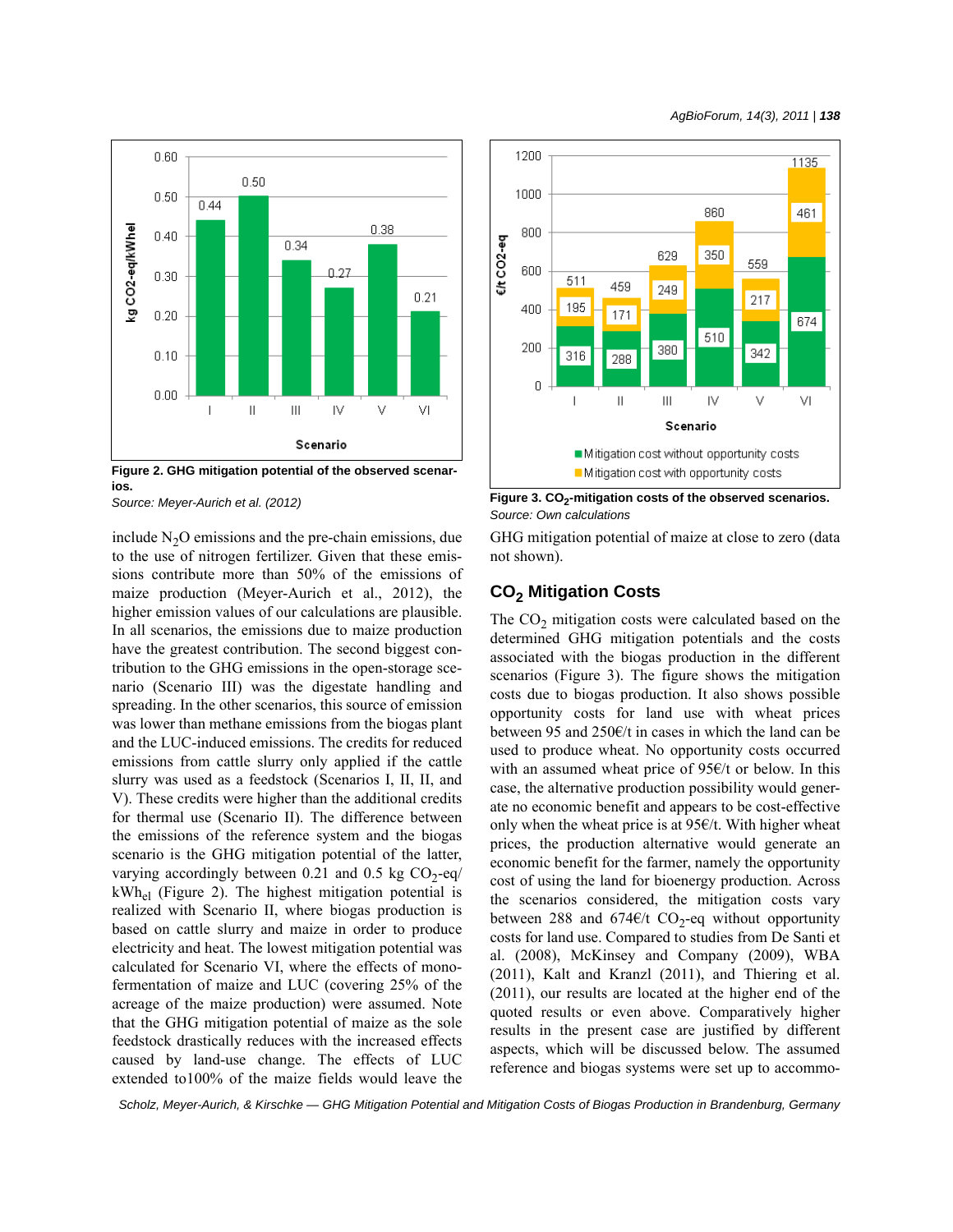Figure 2. GHG mitigation potential of the observed scenarios.
*Source: Meyer-Aurich et al. (2012)*

Figure 3. $CO_2$-mitigation costs of the observed scenarios.
*Source: Own calculations*

include $N_2O$ emissions and the pre-chain emissions, due to the use of nitrogen fertilizer. Given that these emissions contribute more than 50% of the emissions of maize production (Meyer-Aurich et al., 2012), the higher emission values of our calculations are plausible. In all scenarios, the emissions due to maize production have the greatest contribution. The second biggest contribution to the GHG emissions in the open-storage scenario (Scenario III) was the digestate handling and spreading. In the other scenarios, this source of emission was lower than methane emissions from the biogas plant and the LUC-induced emissions. The credits for reduced emissions from cattle slurry only applied if the cattle slurry was used as a feedstock (Scenarios I, II, II, and V). These credits were higher than the additional credits for thermal use (Scenario II). The difference between the emissions of the reference system and the biogas scenario is the GHG mitigation potential of the latter, varying accordingly between 0.21 and 0.5 kg $CO_2$-eq/ $kWh_{el}$ (Figure 2). The highest mitigation potential is realized with Scenario II, where biogas production is based on cattle slurry and maize in order to produce electricity and heat. The lowest mitigation potential was calculated for Scenario VI, where the effects of monofermentation of maize and LUC (covering 25% of the acreage of the maize production) were assumed. Note that the GHG mitigation potential of maize as the sole feedstock drastically reduces with the increased effects caused by land-use change. The effects of LUC extended to100% of the maize fields would leave the GHG mitigation potential of maize at close to zero (data not shown).

## $CO_2$ Mitigation Costs

The $CO_2$ mitigation costs were calculated based on the determined GHG mitigation potentials and the costs associated with the biogas production in the different scenarios (Figure 3). The figure shows the mitigation costs due to biogas production. It also shows possible opportunity costs for land use with wheat prices between 95 and 250€/t in cases in which the land can be used to produce wheat. No opportunity costs occurred with an assumed wheat price of 95€/t or below. In this case, the alternative production possibility would generate no economic benefit and appears to be cost-effective only when the wheat price is at 95€/t. With higher wheat prices, the production alternative would generate an economic benefit for the farmer, namely the opportunity cost of using the land for bioenergy production. Across the scenarios considered, the mitigation costs vary between 288 and 674€/t $CO_2$-eq without opportunity costs for land use. Compared to studies from De Santi et al. (2008), McKinsey and Company (2009), WBA (2011), Kalt and Kranzl (2011), and Thiering et al. (2011), our results are located at the higher end of the quoted results or even above. Comparatively higher results in the present case are justified by different aspects, which will be discussed below. The assumed reference and biogas systems were set up to accommo-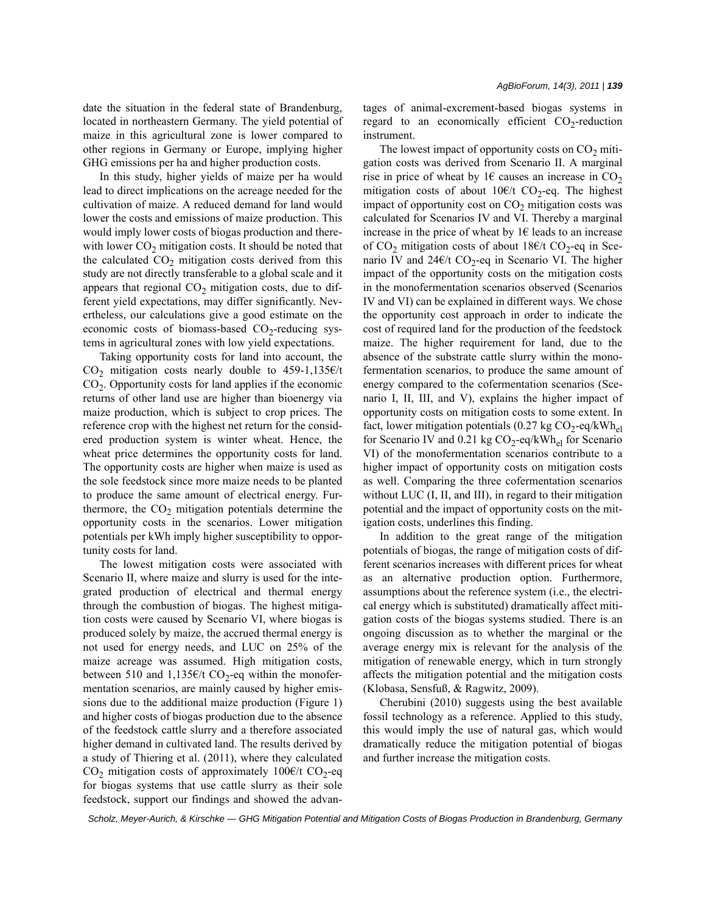date the situation in the federal state of Brandenburg, located in northeastern Germany. The yield potential of maize in this agricultural zone is lower compared to other regions in Germany or Europe, implying higher GHG emissions per ha and higher production costs.

In this study, higher yields of maize per ha would lead to direct implications on the acreage needed for the cultivation of maize. A reduced demand for land would lower the costs and emissions of maize production. This would imply lower costs of biogas production and therewith lower $CO_2$ mitigation costs. It should be noted that the calculated $CO_2$ mitigation costs derived from this study are not directly transferable to a global scale and it appears that regional $CO_2$ mitigation costs, due to different yield expectations, may differ significantly. Nevertheless, our calculations give a good estimate on the economic costs of biomass-based $CO_2$-reducing systems in agricultural zones with low yield expectations.

Taking opportunity costs for land into account, the $CO_2$ mitigation costs nearly double to 459-1,135€/t $CO_2$. Opportunity costs for land applies if the economic returns of other land use are higher than bioenergy via maize production, which is subject to crop prices. The reference crop with the highest net return for the considered production system is winter wheat. Hence, the wheat price determines the opportunity costs for land. The opportunity costs are higher when maize is used as the sole feedstock since more maize needs to be planted to produce the same amount of electrical energy. Furthermore, the $CO_2$ mitigation potentials determine the opportunity costs in the scenarios. Lower mitigation potentials per kWh imply higher susceptibility to opportunity costs for land.

The lowest mitigation costs were associated with Scenario II, where maize and slurry is used for the integrated production of electrical and thermal energy through the combustion of biogas. The highest mitigation costs were caused by Scenario VI, where biogas is produced solely by maize, the accrued thermal energy is not used for energy needs, and LUC on 25% of the maize acreage was assumed. High mitigation costs, between 510 and 1,135€/t $CO_2$-eq within the monofermentation scenarios, are mainly caused by higher emissions due to the additional maize production (Figure 1) and higher costs of biogas production due to the absence of the feedstock cattle slurry and a therefore associated higher demand in cultivated land. The results derived by a study of Thiering et al. (2011), where they calculated $CO_2$ mitigation costs of approximately 100€/t $CO_2$-eq for biogas systems that use cattle slurry as their sole feedstock, support our findings and showed the advantages of animal-excrement-based biogas systems in regard to an economically efficient $CO_2$-reduction instrument.

The lowest impact of opportunity costs on $CO_2$ mitigation costs was derived from Scenario II. A marginal rise in price of wheat by 1€ causes an increase in $CO_2$ mitigation costs of about 10€/t $CO_2$-eq. The highest impact of opportunity cost on $CO_2$ mitigation costs was calculated for Scenarios IV and VI. Thereby a marginal increase in the price of wheat by 1€ leads to an increase of $CO_2$ mitigation costs of about 18€/t $CO_2$-eq in Scenario IV and 24€/t $CO_2$-eq in Scenario VI. The higher impact of the opportunity costs on the mitigation costs in the monofermentation scenarios observed (Scenarios IV and VI) can be explained in different ways. We chose the opportunity cost approach in order to indicate the cost of required land for the production of the feedstock maize. The higher requirement for land, due to the absence of the substrate cattle slurry within the monofermentation scenarios, to produce the same amount of energy compared to the cofermentation scenarios (Scenario I, II, III, and V), explains the higher impact of opportunity costs on mitigation costs to some extent. In fact, lower mitigation potentials (0.27 kg $CO_2$-eq/$kWh_{el}$ for Scenario IV and 0.21 kg $CO_2$-eq/$kWh_{el}$ for Scenario VI) of the monofermentation scenarios contribute to a higher impact of opportunity costs on mitigation costs as well. Comparing the three cofermentation scenarios without LUC (I, II, and III), in regard to their mitigation potential and the impact of opportunity costs on the mitigation costs, underlines this finding.

In addition to the great range of the mitigation potentials of biogas, the range of mitigation costs of different scenarios increases with different prices for wheat as an alternative production option. Furthermore, assumptions about the reference system (i.e., the electrical energy which is substituted) dramatically affect mitigation costs of the biogas systems studied. There is an ongoing discussion as to whether the marginal or the average energy mix is relevant for the analysis of the mitigation of renewable energy, which in turn strongly affects the mitigation potential and the mitigation costs (Klobasa, Sensfuß, & Ragwitz, 2009).

Cherubini (2010) suggests using the best available fossil technology as a reference. Applied to this study, this would imply the use of natural gas, which would dramatically reduce the mitigation potential of biogas and further increase the mitigation costs.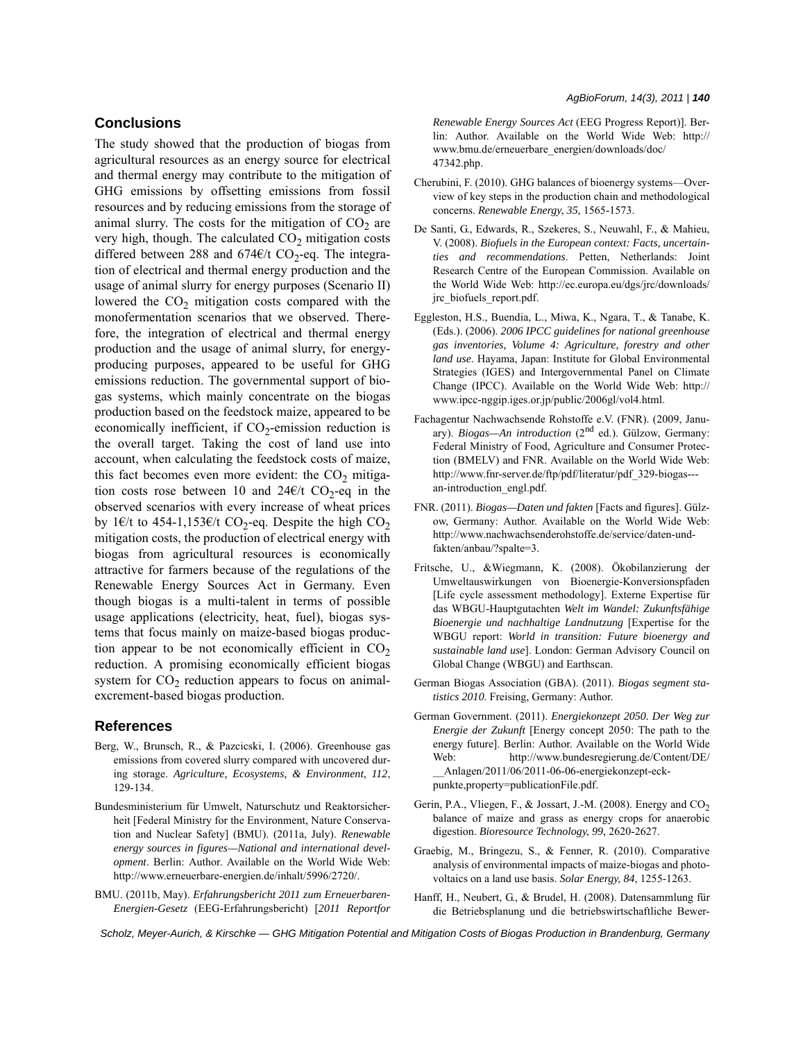## Conclusions

The study showed that the production of biogas from agricultural resources as an energy source for electrical and thermal energy may contribute to the mitigation of GHG emissions by offsetting emissions from fossil resources and by reducing emissions from the storage of animal slurry. The costs for the mitigation of $CO_2$ are very high, though. The calculated $CO_2$ mitigation costs differed between 288 and 674€/t $CO_2$-eq. The integration of electrical and thermal energy production and the usage of animal slurry for energy purposes (Scenario II) lowered the $CO_2$ mitigation costs compared with the monofermentation scenarios that we observed. Therefore, the integration of electrical and thermal energy production and the usage of animal slurry, for energy-producing purposes, appeared to be useful for GHG emissions reduction. The governmental support of biogas systems, which mainly concentrate on the biogas production based on the feedstock maize, appeared to be economically inefficient, if $CO_2$-emission reduction is the overall target. Taking the cost of land use into account, when calculating the feedstock costs of maize, this fact becomes even more evident: the $CO_2$ mitigation costs rose between 10 and 24€/t $CO_2$-eq in the observed scenarios with every increase of wheat prices by 1€/t to 454-1,153€/t $CO_2$-eq. Despite the high $CO_2$ mitigation costs, the production of electrical energy with biogas from agricultural resources is economically attractive for farmers because of the regulations of the Renewable Energy Sources Act in Germany. Even though biogas is a multi-talent in terms of possible usage applications (electricity, heat, fuel), biogas systems that focus mainly on maize-based biogas production appear to be not economically efficient in $CO_2$ reduction. A promising economically efficient biogas system for $CO_2$ reduction appears to focus on animal-excrement-based biogas production.

## References

Berg, W., Brunsch, R., & Pazcicski, I. (2006). Greenhouse gas emissions from covered slurry compared with uncovered during storage. *Agriculture, Ecosystems, & Environment*, *112*, 129-134.

Bundesministerium für Umwelt, Naturschutz und Reaktorsicherheit [Federal Ministry for the Environment, Nature Conservation and Nuclear Safety] (BMU). (2011a, July). *Renewable energy sources in figures—National and international development*. Berlin: Author. Available on the World Wide Web: http://www.erneuerbare-energien.de/inhalt/5996/2720/.

BMU. (2011b, May). *Erfahrungsbericht 2011 zum Erneuerbaren-Energien-Gesetz* (EEG-Erfahrungsbericht) [*2011 Reportfor Renewable Energy Sources Act* (EEG Progress Report)]. Berlin: Author. Available on the World Wide Web: http://www.bmu.de/erneuerbare_energien/downloads/doc/47342.php.

Cherubini, F. (2010). GHG balances of bioenergy systems—Overview of key steps in the production chain and methodological concerns. *Renewable Energy*, *35*, 1565-1573.

De Santi, G., Edwards, R., Szekeres, S., Neuwahl, F., & Mahieu, V. (2008). *Biofuels in the European context: Facts, uncertainties and recommendations*. Petten, Netherlands: Joint Research Centre of the European Commission. Available on the World Wide Web: http://ec.europa.eu/dgs/jrc/downloads/jrc_biofuels_report.pdf.

Eggleston, H.S., Buendia, L., Miwa, K., Ngara, T., & Tanabe, K. (Eds.). (2006). *2006 IPCC guidelines for national greenhouse gas inventories, Volume 4: Agriculture, forestry and other land use*. Hayama, Japan: Institute for Global Environmental Strategies (IGES) and Intergovernmental Panel on Climate Change (IPCC). Available on the World Wide Web: http://www.ipcc-nggip.iges.or.jp/public/2006gl/vol4.html.

Fachagentur Nachwachsende Rohstoffe e.V. (FNR). (2009, January). *Biogas—An introduction* (2nd ed.). Gülzow, Germany: Federal Ministry of Food, Agriculture and Consumer Protection (BMELV) and FNR. Available on the World Wide Web: http://www.fnr-server.de/ftp/pdf/literatur/pdf_329-biogas---an-introduction_engl.pdf.

FNR. (2011). *Biogas—Daten und fakten* [Facts and figures]. Gülzow, Germany: Author. Available on the World Wide Web: http://www.nachwachsenderohstoffe.de/service/daten-und-fakten/anbau/?spalte=3.

Fritsche, U., &Wiegmann, K. (2008). Ökobilanzierung der Umweltauswirkungen von Bioenergie-Konversionspfaden [Life cycle assessment methodology]. Externe Expertise für das WBGU-Hauptgutachten *Welt im Wandel: Zukunftsfähige Bioenergie und nachhaltige Landnutzung* [Expertise for the WBGU report: *World in transition: Future bioenergy and sustainable land use*]. London: German Advisory Council on Global Change (WBGU) and Earthscan.

German Biogas Association (GBA). (2011). *Biogas segment statistics 2010*. Freising, Germany: Author.

German Government. (2011). *Energiekonzept 2050. Der Weg zur Energie der Zukunft* [Energy concept 2050: The path to the energy future]. Berlin: Author. Available on the World Wide Web: http://www.bundesregierung.de/Content/DE/__Anlagen/2011/06/2011-06-06-energiekonzept-eckpunkte,property=publicationFile.pdf.

Gerin, P.A., Vliegen, F., & Jossart, J.-M. (2008). Energy and $CO_2$ balance of maize and grass as energy crops for anaerobic digestion. *Bioresource Technology*, *99*, 2620-2627.

Graebig, M., Bringezu, S., & Fenner, R. (2010). Comparative analysis of environmental impacts of maize-biogas and photovoltaics on a land use basis. *Solar Energy*, *84*, 1255-1263.

Hanff, H., Neubert, G., & Brudel, H. (2008). Datensammlung für die Betriebsplanung und die betriebswirtschaftliche Bewer-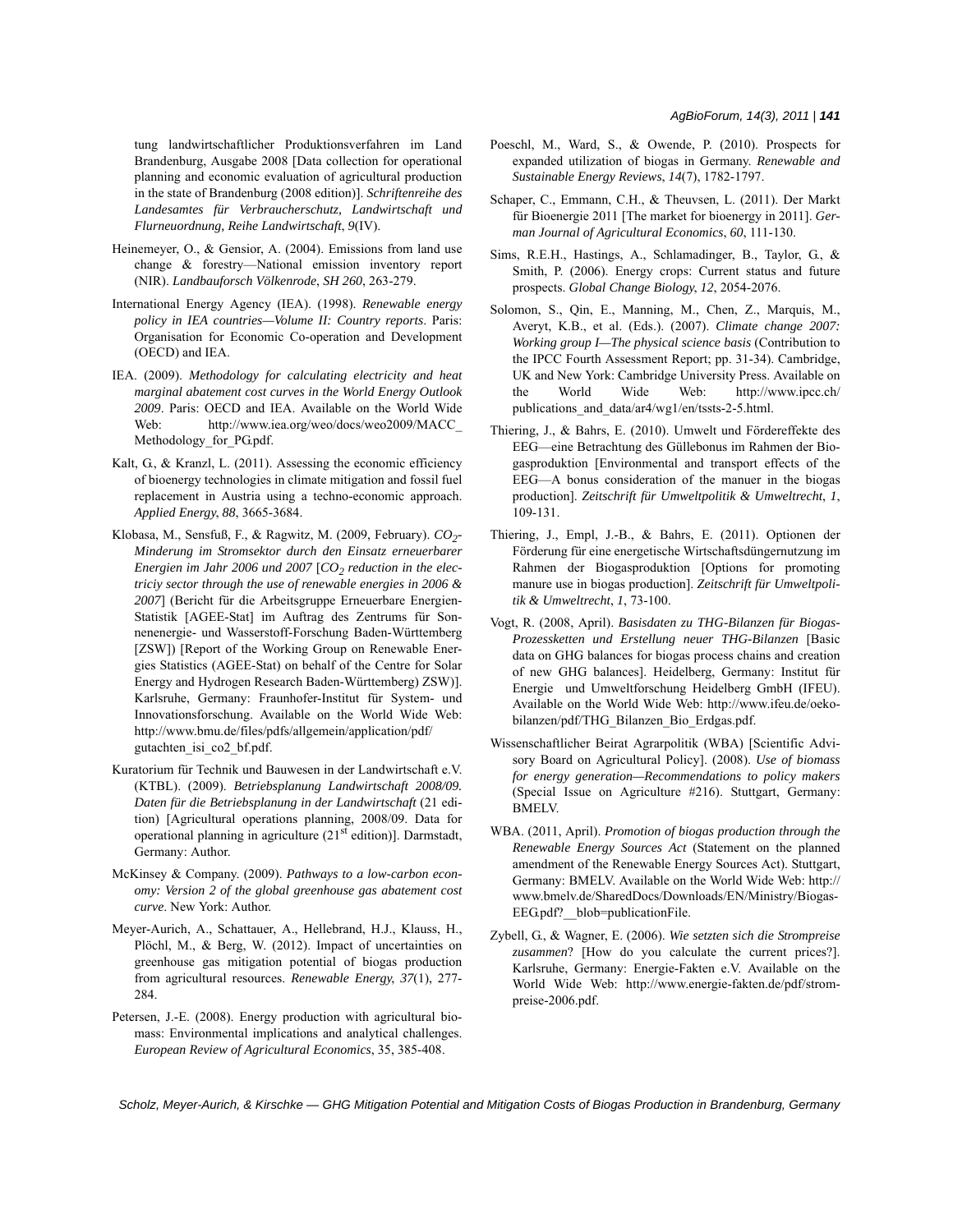tung landwirtschaftlicher Produktionsverfahren im Land Brandenburg, Ausgabe 2008 [Data collection for operational planning and economic evaluation of agricultural production in the state of Brandenburg (2008 edition)]. *Schriftenreihe des Landesamtes für Verbraucherschutz, Landwirtschaft und Flurneuordnung, Reihe Landwirtschaft*, *9*(IV).

Heinemeyer, O., & Gensior, A. (2004). Emissions from land use change & forestry—National emission inventory report (NIR). *Landbauforsch Völkenrode*, *SH 260*, 263-279.

International Energy Agency (IEA). (1998). *Renewable energy policy in IEA countries—Volume II: Country reports*. Paris: Organisation for Economic Co-operation and Development (OECD) and IEA.

IEA. (2009). *Methodology for calculating electricity and heat marginal abatement cost curves in the World Energy Outlook 2009*. Paris: OECD and IEA. Available on the World Wide Web: http://www.iea.org/weo/docs/weo2009/MACC_Methodology_for_PG.pdf.

Kalt, G., & Kranzl, L. (2011). Assessing the economic efficiency of bioenergy technologies in climate mitigation and fossil fuel replacement in Austria using a techno-economic approach. *Applied Energy*, *88*, 3665-3684.

Klobasa, M., Sensfuß, F., & Ragwitz, M. (2009, February). *$CO_2$-Minderung im Stromsektor durch den Einsatz erneuerbarer Energien im Jahr 2006 und 2007* [*$CO_2$ reduction in the electriciy sector through the use of renewable energies in 2006 & 2007*] (Bericht für die Arbeitsgruppe Erneuerbare Energien-Statistik [AGEE-Stat] im Auftrag des Zentrums für Sonnenenergie- und Wasserstoff-Forschung Baden-Württemberg [ZSW]) [Report of the Working Group on Renewable Energies Statistics (AGEE-Stat) on behalf of the Centre for Solar Energy and Hydrogen Research Baden-Württemberg) ZSW)]. Karlsruhe, Germany: Fraunhofer-Institut für System- und Innovationsforschung. Available on the World Wide Web: http://www.bmu.de/files/pdfs/allgemein/application/pdf/gutachten_isi_co2_bf.pdf.

Kuratorium für Technik und Bauwesen in der Landwirtschaft e.V. (KTBL). (2009). *Betriebsplanung Landwirtschaft 2008/09. Daten für die Betriebsplanung in der Landwirtschaft* (21 edition) [Agricultural operations planning, 2008/09. Data for operational planning in agriculture (21st edition)]. Darmstadt, Germany: Author.

McKinsey & Company. (2009). *Pathways to a low-carbon economy: Version 2 of the global greenhouse gas abatement cost curve*. New York: Author.

Meyer-Aurich, A., Schattauer, A., Hellebrand, H.J., Klauss, H., Plöchl, M., & Berg, W. (2012). Impact of uncertainties on greenhouse gas mitigation potential of biogas production from agricultural resources. *Renewable Energy*, *37*(1), 277-284.

Petersen, J.-E. (2008). Energy production with agricultural biomass: Environmental implications and analytical challenges. *European Review of Agricultural Economics*, 35, 385-408.

Poeschl, M., Ward, S., & Owende, P. (2010). Prospects for expanded utilization of biogas in Germany. *Renewable and Sustainable Energy Reviews*, *14*(7), 1782-1797.

Schaper, C., Emmann, C.H., & Theuvsen, L. (2011). Der Markt für Bioenergie 2011 [The market for bioenergy in 2011]. *German Journal of Agricultural Economics*, *60*, 111-130.

Sims, R.E.H., Hastings, A., Schlamadinger, B., Taylor, G., & Smith, P. (2006). Energy crops: Current status and future prospects. *Global Change Biology*, *12*, 2054-2076.

Solomon, S., Qin, E., Manning, M., Chen, Z., Marquis, M., Averyt, K.B., et al. (Eds.). (2007). *Climate change 2007: Working group I—The physical science basis* (Contribution to the IPCC Fourth Assessment Report; pp. 31-34). Cambridge, UK and New York: Cambridge University Press. Available on the World Wide Web: http://www.ipcc.ch/publications_and_data/ar4/wg1/en/tssts-2-5.html.

Thiering, J., & Bahrs, E. (2010). Umwelt und Fördereffekte des EEG—eine Betrachtung des Güllebonus im Rahmen der Biogasproduktion [Environmental and transport effects of the EEG—A bonus consideration of the manuer in the biogas production]. *Zeitschrift für Umweltpolitik & Umweltrecht*, *1*, 109-131.

Thiering, J., Empl, J.-B., & Bahrs, E. (2011). Optionen der Förderung für eine energetische Wirtschaftsdüngernutzung im Rahmen der Biogasproduktion [Options for promoting manure use in biogas production]. *Zeitschrift für Umweltpolitik & Umweltrecht*, *1*, 73-100.

Vogt, R. (2008, April). *Basisdaten zu THG-Bilanzen für Biogas-Prozessketten und Erstellung neuer THG-Bilanzen* [Basic data on GHG balances for biogas process chains and creation of new GHG balances]. Heidelberg, Germany: Institut für Energie und Umweltforschung Heidelberg GmbH (IFEU). Available on the World Wide Web: http://www.ifeu.de/oekobilanzen/pdf/THG_Bilanzen_Bio_Erdgas.pdf.

Wissenschaftlicher Beirat Agrarpolitik (WBA) [Scientific Advisory Board on Agricultural Policy]. (2008). *Use of biomass for energy generation—Recommendations to policy makers* (Special Issue on Agriculture #216). Stuttgart, Germany: BMELV.

WBA. (2011, April). *Promotion of biogas production through the Renewable Energy Sources Act* (Statement on the planned amendment of the Renewable Energy Sources Act). Stuttgart, Germany: BMELV. Available on the World Wide Web: http://www.bmelv.de/SharedDocs/Downloads/EN/Ministry/Biogas-EEG.pdf?__blob=publicationFile.

Zybell, G., & Wagner, E. (2006). *Wie setzten sich die Strompreise zusammen*? [How do you calculate the current prices?]. Karlsruhe, Germany: Energie-Fakten e.V. Available on the World Wide Web: http://www.energie-fakten.de/pdf/strompreise-2006.pdf.